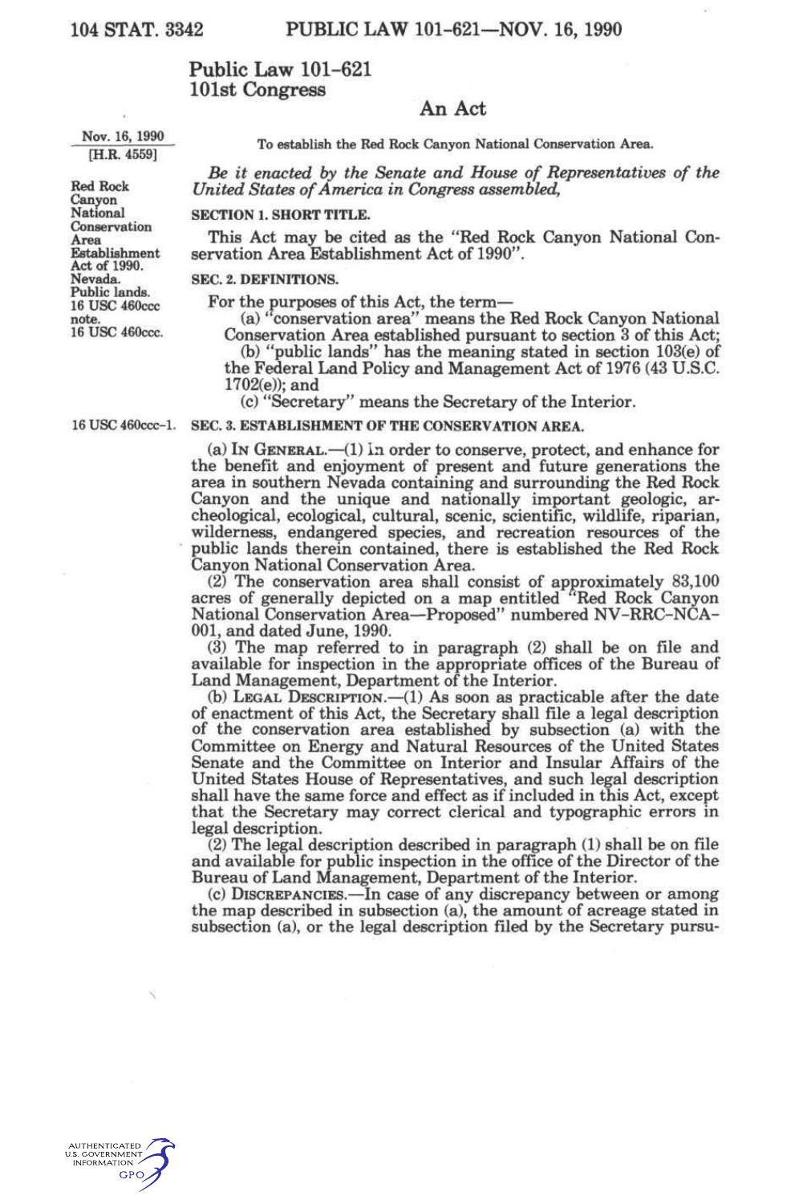# Public Law 101-621
# 101st Congress

## An Act

Nov. 16, 1990
[H.R. 4559]

To establish the Red Rock Canyon National Conservation Area.

Red Rock Canyon National Conservation Area Establishment Act of 1990. Nevada. Public lands. 16 USC 460ccc note. 16 USC 460ccc.

*Be it enacted by the Senate and House of Representatives of the United States of America in Congress assembled,*

**SECTION 1. SHORT TITLE.**

This Act may be cited as the "Red Rock Canyon National Conservation Area Establishment Act of 1990".

**SEC. 2. DEFINITIONS.**

For the purposes of this Act, the term—

(a) "conservation area" means the Red Rock Canyon National Conservation Area established pursuant to section 3 of this Act;

(b) "public lands" has the meaning stated in section 103(e) of the Federal Land Policy and Management Act of 1976 (43 U.S.C. 1702(e)); and

(c) "Secretary" means the Secretary of the Interior.

16 USC 460ccc-1.

**SEC. 3. ESTABLISHMENT OF THE CONSERVATION AREA.**

(a) IN GENERAL.—(1) In order to conserve, protect, and enhance for the benefit and enjoyment of present and future generations the area in southern Nevada containing and surrounding the Red Rock Canyon and the unique and nationally important geologic, archeological, ecological, cultural, scenic, scientific, wildlife, riparian, wilderness, endangered species, and recreation resources of the public lands therein contained, there is established the Red Rock Canyon National Conservation Area.

(2) The conservation area shall consist of approximately 83,100 acres of generally depicted on a map entitled "Red Rock Canyon National Conservation Area—Proposed" numbered NV-RRC-NCA-001, and dated June, 1990.

(3) The map referred to in paragraph (2) shall be on file and available for inspection in the appropriate offices of the Bureau of Land Management, Department of the Interior.

(b) LEGAL DESCRIPTION.—(1) As soon as practicable after the date of enactment of this Act, the Secretary shall file a legal description of the conservation area established by subsection (a) with the Committee on Energy and Natural Resources of the United States Senate and the Committee on Interior and Insular Affairs of the United States House of Representatives, and such legal description shall have the same force and effect as if included in this Act, except that the Secretary may correct clerical and typographic errors in legal description.

(2) The legal description described in paragraph (1) shall be on file and available for public inspection in the office of the Director of the Bureau of Land Management, Department of the Interior.

(c) DISCREPANCIES.—In case of any discrepancy between or among the map described in subsection (a), the amount of acreage stated in subsection (a), or the legal description filed by the Secretary pursu-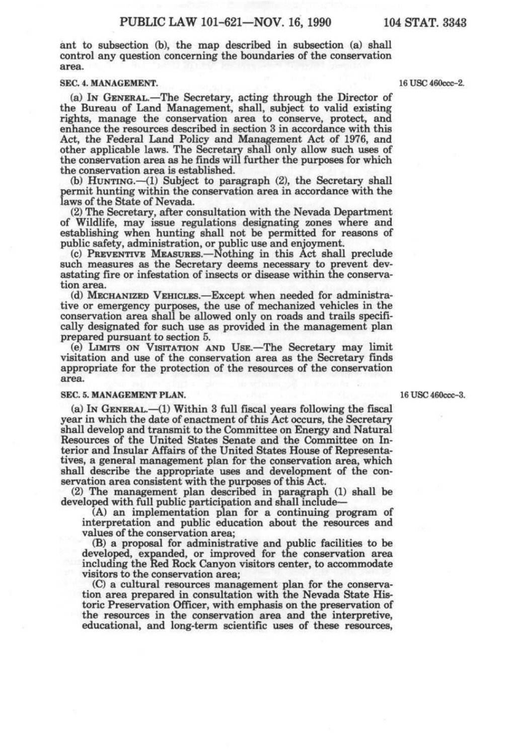ant to subsection (b), the map described in subsection (a) shall control any question concerning the boundaries of the conservation area.

**SEC. 4. MANAGEMENT.**

16 USC 460ccc-2.

(a) IN GENERAL.—The Secretary, acting through the Director of the Bureau of Land Management, shall, subject to valid existing rights, manage the conservation area to conserve, protect, and enhance the resources described in section 3 in accordance with this Act, the Federal Land Policy and Management Act of 1976, and other applicable laws. The Secretary shall only allow such uses of the conservation area as he finds will further the purposes for which the conservation area is established.

(b) HUNTING.—(1) Subject to paragraph (2), the Secretary shall permit hunting within the conservation area in accordance with the laws of the State of Nevada.

(2) The Secretary, after consultation with the Nevada Department of Wildlife, may issue regulations designating zones where and establishing when hunting shall not be permitted for reasons of public safety, administration, or public use and enjoyment.

(c) PREVENTIVE MEASURES.—Nothing in this Act shall preclude such measures as the Secretary deems necessary to prevent devastating fire or infestation of insects or disease within the conservation area.

(d) MECHANIZED VEHICLES.—Except when needed for administrative or emergency purposes, the use of mechanized vehicles in the conservation area shall be allowed only on roads and trails specifically designated for such use as provided in the management plan prepared pursuant to section 5.

(e) LIMITS ON VISITATION AND USE.—The Secretary may limit visitation and use of the conservation area as the Secretary finds appropriate for the protection of the resources of the conservation area.

**SEC. 5. MANAGEMENT PLAN.**

16 USC 460ccc-3.

(a) IN GENERAL.—(1) Within 3 full fiscal years following the fiscal year in which the date of enactment of this Act occurs, the Secretary shall develop and transmit to the Committee on Energy and Natural Resources of the United States Senate and the Committee on Interior and Insular Affairs of the United States House of Representatives, a general management plan for the conservation area, which shall describe the appropriate uses and development of the conservation area consistent with the purposes of this Act.

(2) The management plan described in paragraph (1) shall be developed with full public participation and shall include—

(A) an implementation plan for a continuing program of interpretation and public education about the resources and values of the conservation area;

(B) a proposal for administrative and public facilities to be developed, expanded, or improved for the conservation area including the Red Rock Canyon visitors center, to accommodate visitors to the conservation area;

(C) a cultural resources management plan for the conservation area prepared in consultation with the Nevada State Historic Preservation Officer, with emphasis on the preservation of the resources in the conservation area and the interpretive, educational, and long-term scientific uses of these resources,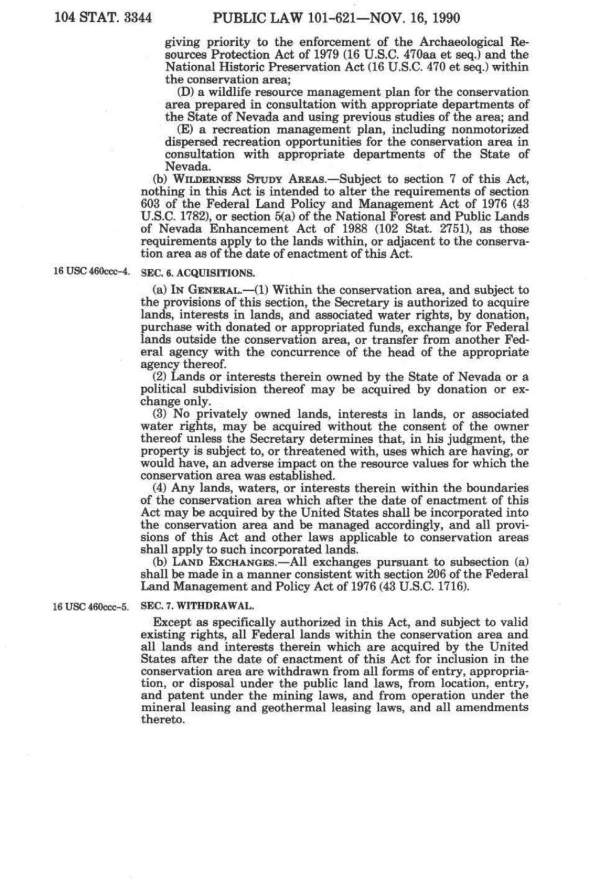giving priority to the enforcement of the Archaeological Resources Protection Act of 1979 (16 U.S.C. 470aa et seq.) and the National Historic Preservation Act (16 U.S.C. 470 et seq.) within the conservation area;

(D) a wildlife resource management plan for the conservation area prepared in consultation with appropriate departments of the State of Nevada and using previous studies of the area; and

(E) a recreation management plan, including nonmotorized dispersed recreation opportunities for the conservation area in consultation with appropriate departments of the State of Nevada.

(b) WILDERNESS STUDY AREAS.—Subject to section 7 of this Act, nothing in this Act is intended to alter the requirements of section 603 of the Federal Land Policy and Management Act of 1976 (43 U.S.C. 1782), or section 5(a) of the National Forest and Public Lands of Nevada Enhancement Act of 1988 (102 Stat. 2751), as those requirements apply to the lands within, or adjacent to the conservation area as of the date of enactment of this Act.

16 USC 460ccc-4.

**SEC. 6. ACQUISITIONS.**

(a) IN GENERAL.—(1) Within the conservation area, and subject to the provisions of this section, the Secretary is authorized to acquire lands, interests in lands, and associated water rights, by donation, purchase with donated or appropriated funds, exchange for Federal lands outside the conservation area, or transfer from another Federal agency with the concurrence of the head of the appropriate agency thereof.

(2) Lands or interests therein owned by the State of Nevada or a political subdivision thereof may be acquired by donation or exchange only.

(3) No privately owned lands, interests in lands, or associated water rights, may be acquired without the consent of the owner thereof unless the Secretary determines that, in his judgment, the property is subject to, or threatened with, uses which are having, or would have, an adverse impact on the resource values for which the conservation area was established.

(4) Any lands, waters, or interests therein within the boundaries of the conservation area which after the date of enactment of this Act may be acquired by the United States shall be incorporated into the conservation area and be managed accordingly, and all provisions of this Act and other laws applicable to conservation areas shall apply to such incorporated lands.

(b) LAND EXCHANGES.—All exchanges pursuant to subsection (a) shall be made in a manner consistent with section 206 of the Federal Land Management and Policy Act of 1976 (43 U.S.C. 1716).

16 USC 460ccc-5.

**SEC. 7. WITHDRAWAL.**

Except as specifically authorized in this Act, and subject to valid existing rights, all Federal lands within the conservation area and all lands and interests therein which are acquired by the United States after the date of enactment of this Act for inclusion in the conservation area are withdrawn from all forms of entry, appropriation, or disposal under the public land laws, from location, entry, and patent under the mining laws, and from operation under the mineral leasing and geothermal leasing laws, and all amendments thereto.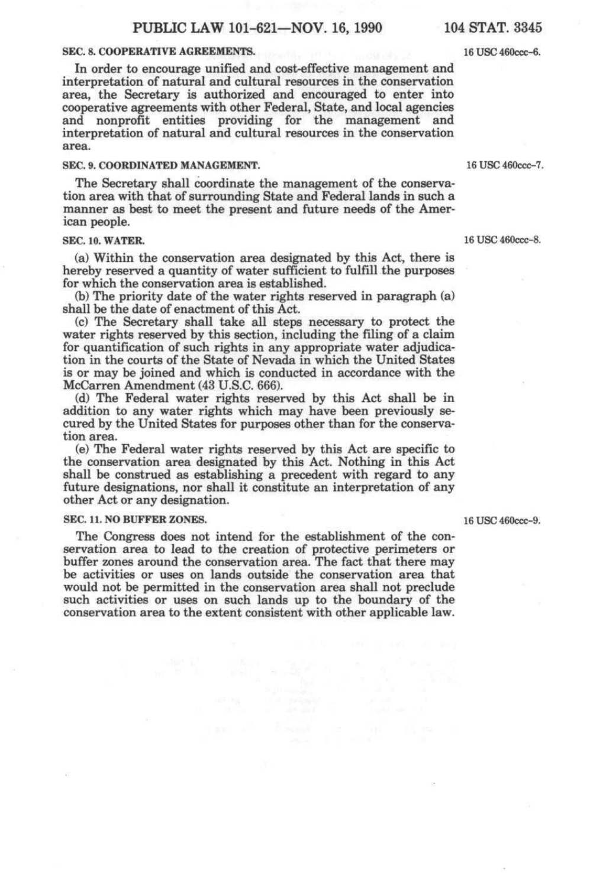## SEC. 8. COOPERATIVE AGREEMENTS.

16 USC 460ccc-6.

In order to encourage unified and cost-effective management and interpretation of natural and cultural resources in the conservation area, the Secretary is authorized and encouraged to enter into cooperative agreements with other Federal, State, and local agencies and nonprofit entities providing for the management and interpretation of natural and cultural resources in the conservation area.

## SEC. 9. COORDINATED MANAGEMENT.

16 USC 460ccc-7.

The Secretary shall coordinate the management of the conservation area with that of surrounding State and Federal lands in such a manner as best to meet the present and future needs of the American people.

## SEC. 10. WATER.

16 USC 460ccc-8.

(a) Within the conservation area designated by this Act, there is hereby reserved a quantity of water sufficient to fulfill the purposes for which the conservation area is established.

(b) The priority date of the water rights reserved in paragraph (a) shall be the date of enactment of this Act.

(c) The Secretary shall take all steps necessary to protect the water rights reserved by this section, including the filing of a claim for quantification of such rights in any appropriate water adjudication in the courts of the State of Nevada in which the United States is or may be joined and which is conducted in accordance with the McCarren Amendment (43 U.S.C. 666).

(d) The Federal water rights reserved by this Act shall be in addition to any water rights which may have been previously secured by the United States for purposes other than for the conservation area.

(e) The Federal water rights reserved by this Act are specific to the conservation area designated by this Act. Nothing in this Act shall be construed as establishing a precedent with regard to any future designations, nor shall it constitute an interpretation of any other Act or any designation.

## SEC. 11. NO BUFFER ZONES.

16 USC 460ccc-9.

The Congress does not intend for the establishment of the conservation area to lead to the creation of protective perimeters or buffer zones around the conservation area. The fact that there may be activities or uses on lands outside the conservation area that would not be permitted in the conservation area shall not preclude such activities or uses on such lands up to the boundary of the conservation area to the extent consistent with other applicable law.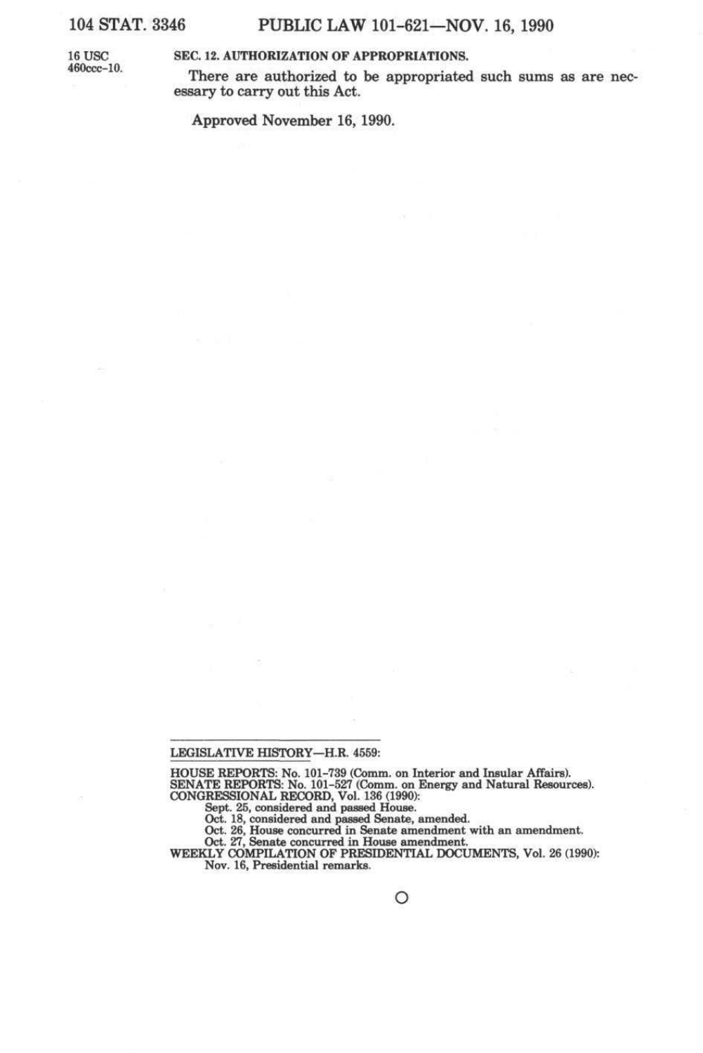16 USC 460ccc-10.

**SEC. 12. AUTHORIZATION OF APPROPRIATIONS.**

There are authorized to be appropriated such sums as are necessary to carry out this Act.

Approved November 16, 1990.

---

LEGISLATIVE HISTORY—H.R. 4559:

HOUSE REPORTS: No. 101-739 (Comm. on Interior and Insular Affairs).
SENATE REPORTS: No. 101-527 (Comm. on Energy and Natural Resources).
CONGRESSIONAL RECORD, Vol. 136 (1990):
- Sept. 25, considered and passed House.
- Oct. 18, considered and passed Senate, amended.
- Oct. 26, House concurred in Senate amendment with an amendment.
- Oct. 27, Senate concurred in House amendment.

WEEKLY COMPILATION OF PRESIDENTIAL DOCUMENTS, Vol. 26 (1990):
- Nov. 16, Presidential remarks.